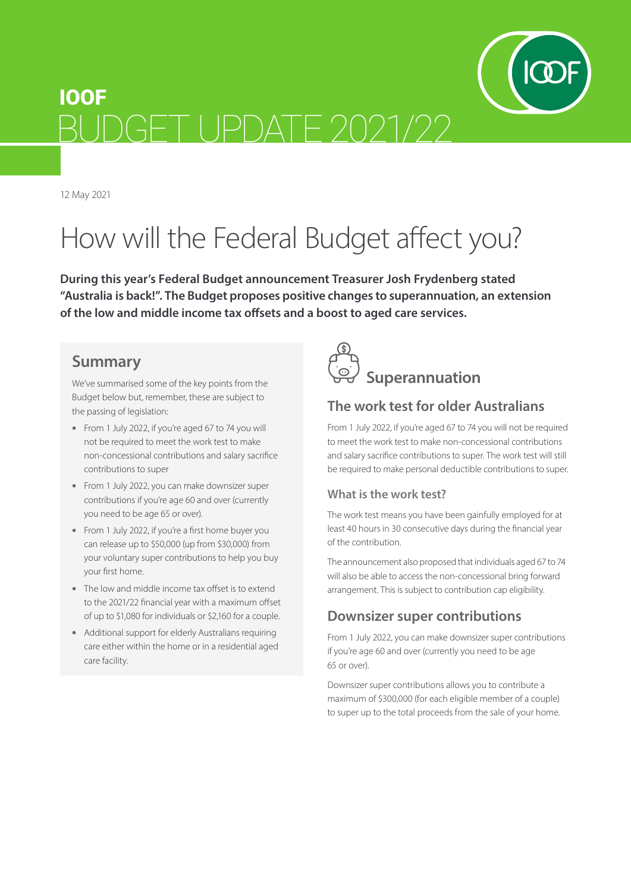# IOOF BUDGET UPDATE 2021/22

12 May 2021

# How will the Federal Budget affect you?

**During this year's Federal Budget announcement Treasurer Josh Frydenberg stated "Australia is back!". The Budget proposes positive changes to superannuation, an extension of the low and middle income tax offsets and a boost to aged care services.**

## Summary

We've summarised some of the key points from the Budget below but, remember, these are subject to the passing of legislation:

- From 1 July 2022, if you're aged 67 to 74 you will not be required to meet the work test to make non-concessional contributions and salary sacrifice contributions to super
- From 1 July 2022, you can make downsizer super contributions if you're age 60 and over (currently you need to be age 65 or over).
- From 1 July 2022, if you're a first home buyer you can release up to $50,000 (up from $30,000) from your voluntary super contributions to help you buy your first home.
- The low and middle income tax offset is to extend to the 2021/22 financial year with a maximum offset of up to $1,080 for individuals or $2,160 for a couple.
- Additional support for elderly Australians requiring care either within the home or in a residential aged care facility.

## Superannuation

### The work test for older Australians

From 1 July 2022, if you're aged 67 to 74 you will not be required to meet the work test to make non-concessional contributions and salary sacrifice contributions to super. The work test will still be required to make personal deductible contributions to super.

#### What is the work test?

The work test means you have been gainfully employed for at least 40 hours in 30 consecutive days during the financial year of the contribution.

The announcement also proposed that individuals aged 67 to 74 will also be able to access the non-concessional bring forward arrangement. This is subject to contribution cap eligibility.

### Downsizer super contributions

From 1 July 2022, you can make downsizer super contributions if you're age 60 and over (currently you need to be age 65 or over).

Downsizer super contributions allows you to contribute a maximum of $300,000 (for each eligible member of a couple) to super up to the total proceeds from the sale of your home.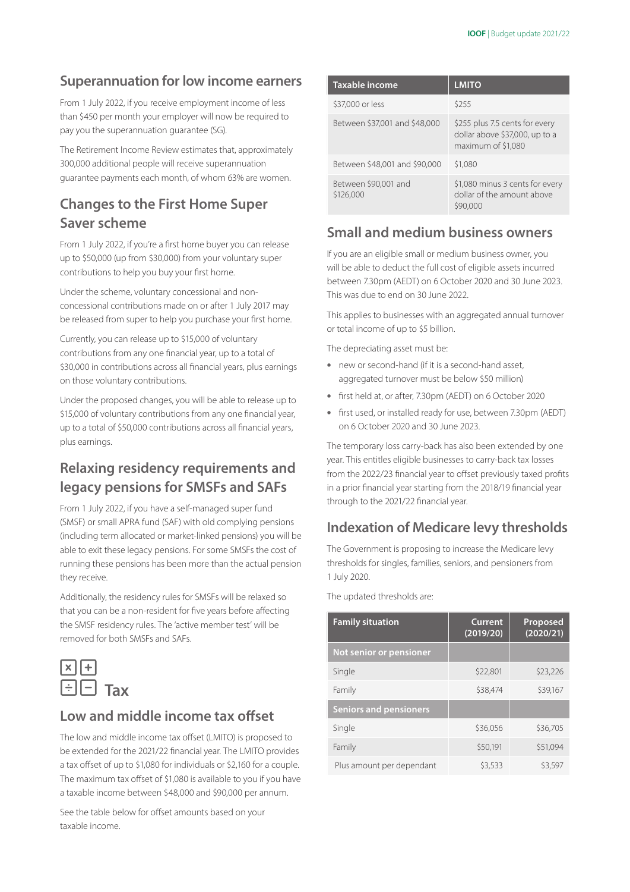## Superannuation for low income earners

From 1 July 2022, if you receive employment income of less than $450 per month your employer will now be required to pay you the superannuation guarantee (SG).

The Retirement Income Review estimates that, approximately 300,000 additional people will receive superannuation guarantee payments each month, of whom 63% are women.

## Changes to the First Home Super Saver scheme

From 1 July 2022, if you're a first home buyer you can release up to $50,000 (up from $30,000) from your voluntary super contributions to help you buy your first home.

Under the scheme, voluntary concessional and non-concessional contributions made on or after 1 July 2017 may be released from super to help you purchase your first home.

Currently, you can release up to $15,000 of voluntary contributions from any one financial year, up to a total of $30,000 in contributions across all financial years, plus earnings on those voluntary contributions.

Under the proposed changes, you will be able to release up to $15,000 of voluntary contributions from any one financial year, up to a total of $50,000 contributions across all financial years, plus earnings.

## Relaxing residency requirements and legacy pensions for SMSFs and SAFs

From 1 July 2022, if you have a self-managed super fund (SMSF) or small APRA fund (SAF) with old complying pensions (including term allocated or market-linked pensions) you will be able to exit these legacy pensions. For some SMSFs the cost of running these pensions has been more than the actual pension they receive.

Additionally, the residency rules for SMSFs will be relaxed so that you can be a non-resident for five years before affecting the SMSF residency rules. The 'active member test' will be removed for both SMSFs and SAFs.

# Tax

## Low and middle income tax offset

The low and middle income tax offset (LMITO) is proposed to be extended for the 2021/22 financial year. The LMITO provides a tax offset of up to $1,080 for individuals or $2,160 for a couple. The maximum tax offset of $1,080 is available to you if you have a taxable income between $48,000 and $90,000 per annum.

See the table below for offset amounts based on your taxable income.

| Taxable income | LMITO |
|---|---|
| $37,000 or less | $255 |
| Between $37,001 and $48,000 | $255 plus 7.5 cents for every dollar above $37,000, up to a maximum of $1,080 |
| Between $48,001 and $90,000 | $1,080 |
| Between $90,001 and $126,000 | $1,080 minus 3 cents for every dollar of the amount above $90,000 |

## Small and medium business owners

If you are an eligible small or medium business owner, you will be able to deduct the full cost of eligible assets incurred between 7.30pm (AEDT) on 6 October 2020 and 30 June 2023. This was due to end on 30 June 2022.

This applies to businesses with an aggregated annual turnover or total income of up to $5 billion.

The depreciating asset must be:

- new or second-hand (if it is a second-hand asset, aggregated turnover must be below $50 million)
- first held at, or after, 7.30pm (AEDT) on 6 October 2020
- first used, or installed ready for use, between 7.30pm (AEDT) on 6 October 2020 and 30 June 2023.

The temporary loss carry-back has also been extended by one year. This entitles eligible businesses to carry-back tax losses from the 2022/23 financial year to offset previously taxed profits in a prior financial year starting from the 2018/19 financial year through to the 2021/22 financial year.

## Indexation of Medicare levy thresholds

The Government is proposing to increase the Medicare levy thresholds for singles, families, seniors, and pensioners from 1 July 2020.

The updated thresholds are:

| Family situation | Current (2019/20) | Proposed (2020/21) |
|---|---|---|
| **Not senior or pensioner** | | |
| Single | $22,801 | $23,226 |
| Family | $38,474 | $39,167 |
| **Seniors and pensioners** | | |
| Single | $36,056 | $36,705 |
| Family | $50,191 | $51,094 |
| Plus amount per dependant | $3,533 | $3,597 |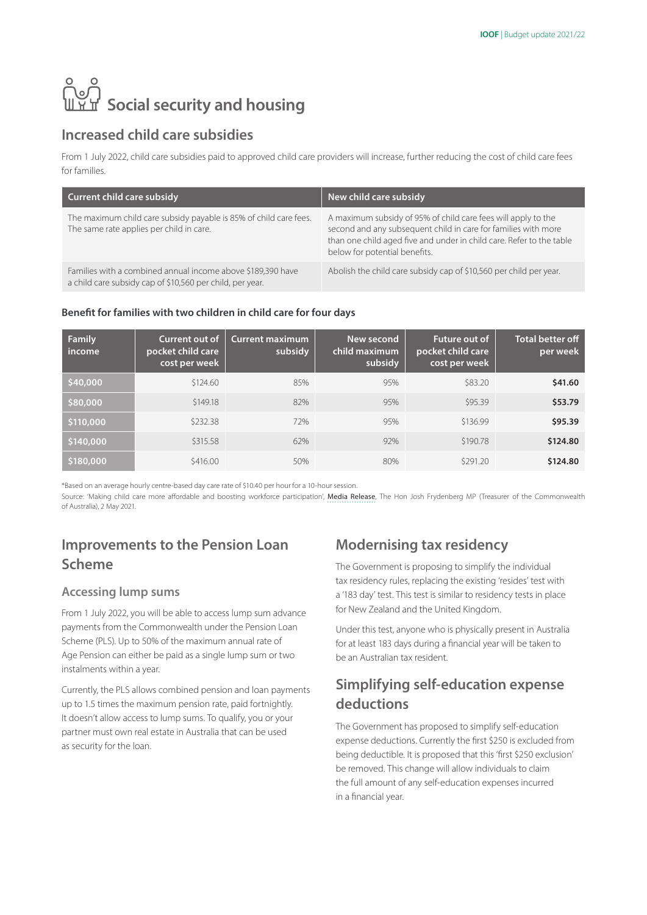# Social security and housing

## Increased child care subsidies

From 1 July 2022, child care subsidies paid to approved child care providers will increase, further reducing the cost of child care fees for families.

| Current child care subsidy | New child care subsidy |
| --- | --- |
| The maximum child care subsidy payable is 85% of child care fees. The same rate applies per child in care. | A maximum subsidy of 95% of child care fees will apply to the second and any subsequent child in care for families with more than one child aged five and under in child care. Refer to the table below for potential benefits. |
| Families with a combined annual income above $189,390 have a child care subsidy cap of $10,560 per child, per year. | Abolish the child care subsidy cap of $10,560 per child per year. |

### Benefit for families with two children in child care for four days

| Family income | Current out of pocket child care cost per week | Current maximum subsidy | New second child maximum subsidy | Future out of pocket child care cost per week | Total better off per week |
| --- | --- | --- | --- | --- | --- |
| $40,000 | $124.60 | 85% | 95% | $83.20 | **$41.60** |
| $80,000 | $149.18 | 82% | 95% | $95.39 | **$53.79** |
| $110,000 | $232.38 | 72% | 95% | $136.99 | **$95.39** |
| $140,000 | $315.58 | 62% | 92% | $190.78 | **$124.80** |
| $180,000 | $416.00 | 50% | 80% | $291.20 | **$124.80** |

*Based on an average hourly centre-based day care rate of $10.40 per hour for a 10-hour session.

Source: 'Making child care more affordable and boosting workforce participation', Media Release, The Hon Josh Frydenberg MP (Treasurer of the Commonwealth of Australia), 2 May 2021.

## Improvements to the Pension Loan Scheme

### Accessing lump sums

From 1 July 2022, you will be able to access lump sum advance payments from the Commonwealth under the Pension Loan Scheme (PLS). Up to 50% of the maximum annual rate of Age Pension can either be paid as a single lump sum or two instalments within a year.

Currently, the PLS allows combined pension and loan payments up to 1.5 times the maximum pension rate, paid fortnightly. It doesn't allow access to lump sums. To qualify, you or your partner must own real estate in Australia that can be used as security for the loan.

## Modernising tax residency

The Government is proposing to simplify the individual tax residency rules, replacing the existing 'resides' test with a '183 day' test. This test is similar to residency tests in place for New Zealand and the United Kingdom.

Under this test, anyone who is physically present in Australia for at least 183 days during a financial year will be taken to be an Australian tax resident.

## Simplifying self-education expense deductions

The Government has proposed to simplify self-education expense deductions. Currently the first $250 is excluded from being deductible. It is proposed that this 'first $250 exclusion' be removed. This change will allow individuals to claim the full amount of any self-education expenses incurred in a financial year.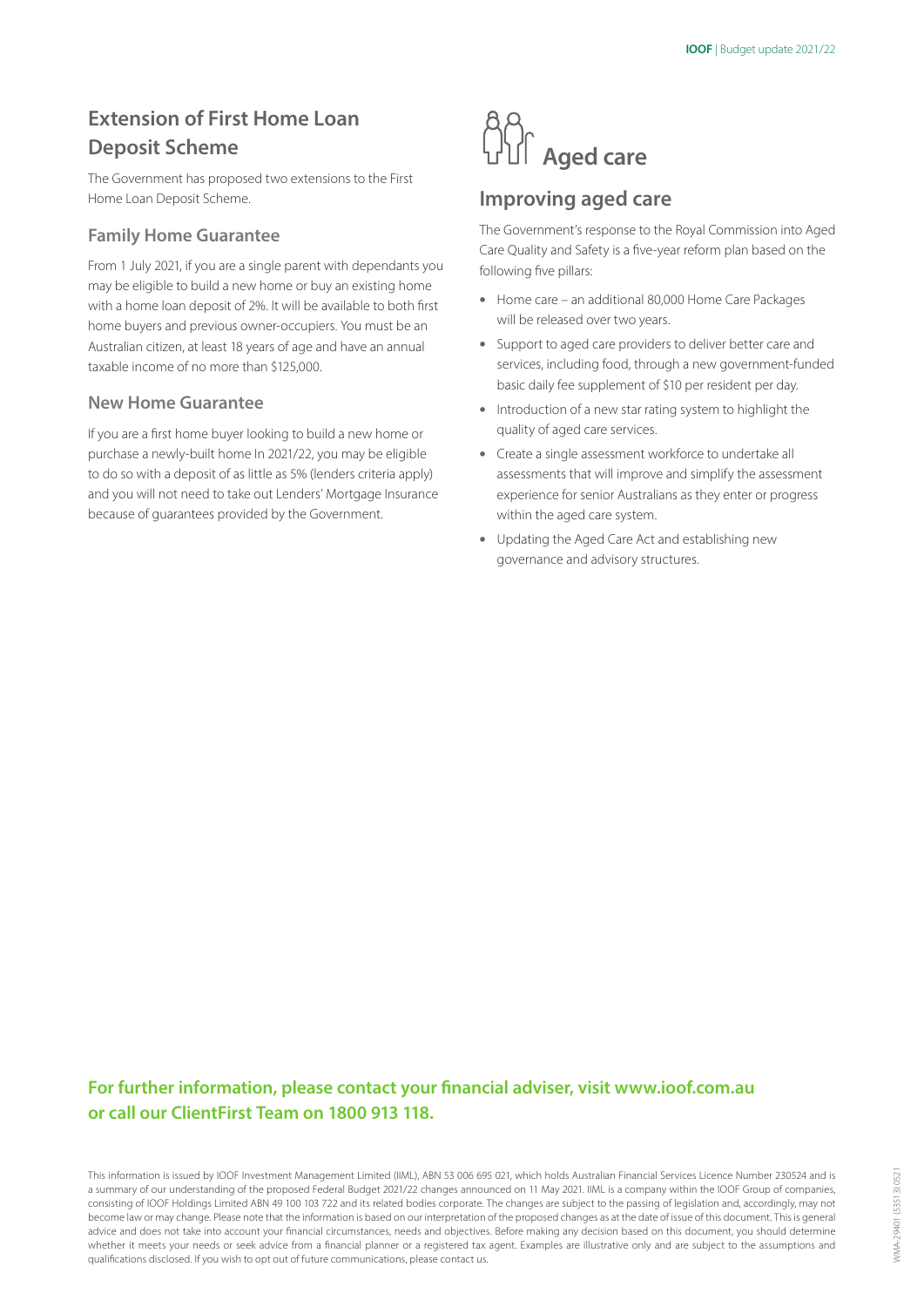## Extension of First Home Loan Deposit Scheme

The Government has proposed two extensions to the First Home Loan Deposit Scheme.

### Family Home Guarantee

From 1 July 2021, if you are a single parent with dependants you may be eligible to build a new home or buy an existing home with a home loan deposit of 2%. It will be available to both first home buyers and previous owner-occupiers. You must be an Australian citizen, at least 18 years of age and have an annual taxable income of no more than $125,000.

### New Home Guarantee

If you are a first home buyer looking to build a new home or purchase a newly-built home In 2021/22, you may be eligible to do so with a deposit of as little as 5% (lenders criteria apply) and you will not need to take out Lenders' Mortgage Insurance because of guarantees provided by the Government.

# Aged care

## Improving aged care

The Government's response to the Royal Commission into Aged Care Quality and Safety is a five-year reform plan based on the following five pillars:

- Home care – an additional 80,000 Home Care Packages will be released over two years.
- Support to aged care providers to deliver better care and services, including food, through a new government-funded basic daily fee supplement of $10 per resident per day.
- Introduction of a new star rating system to highlight the quality of aged care services.
- Create a single assessment workforce to undertake all assessments that will improve and simplify the assessment experience for senior Australians as they enter or progress within the aged care system.
- Updating the Aged Care Act and establishing new governance and advisory structures.

**For further information, please contact your financial adviser, visit www.ioof.com.au or call our ClientFirst Team on 1800 913 118.**

This information is issued by IOOF Investment Management Limited (IIML), ABN 53 006 695 021, which holds Australian Financial Services Licence Number 230524 and is a summary of our understanding of the proposed Federal Budget 2021/22 changes announced on 11 May 2021. IIML is a company within the IOOF Group of companies, consisting of IOOF Holdings Limited ABN 49 100 103 722 and its related bodies corporate. The changes are subject to the passing of legislation and, accordingly, may not become law or may change. Please note that the information is based on our interpretation of the proposed changes as at the date of issue of this document. This is general advice and does not take into account your financial circumstances, needs and objectives. Before making any decision based on this document, you should determine whether it meets your needs or seek advice from a financial planner or a registered tax agent. Examples are illustrative only and are subject to the assumptions and qualifications disclosed. If you wish to opt out of future communications, please contact us.

WMA-29401 (53513) 0521